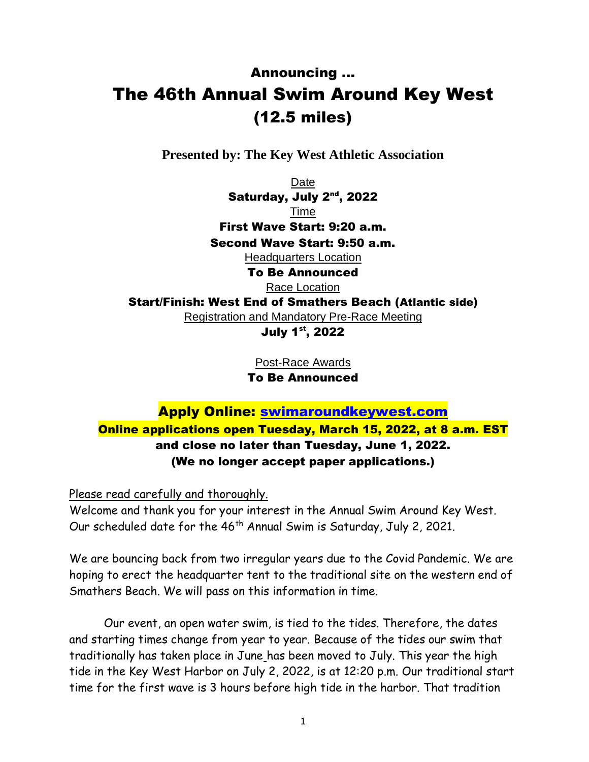# Announcing …

# The 46th Annual Swim Around Key West (12.5 miles)

**Presented by: The Key West Athletic Association**

Date

**Saturday, July 2nd, 2022**

Time

**First Wave Start: 9:20 a.m.**

**Second Wave Start: 9:50 a.m.**

Headquarters Location

**To Be Announced**

Race Location

**Start/Finish: West End of Smathers Beach (Atlantic side)**

Registration and Mandatory Pre-Race Meeting

**July 1st, 2022**

Post-Race Awards

**To Be Announced**

**Apply Online: swimaroundkeywest.com**

**Online applications open Tuesday, March 15, 2022, at 8 a.m. EST and close no later than Tuesday, June 1, 2022. (We no longer accept paper applications.)**

Please read carefully and thoroughly.

Welcome and thank you for your interest in the Annual Swim Around Key West. Our scheduled date for the 46th Annual Swim is Saturday, July 2, 2021.

We are bouncing back from two irregular years due to the Covid Pandemic. We are hoping to erect the headquarter tent to the traditional site on the western end of Smathers Beach. We will pass on this information in time.

Our event, an open water swim, is tied to the tides. Therefore, the dates and starting times change from year to year. Because of the tides our swim that traditionally has taken place in June has been moved to July. This year the high tide in the Key West Harbor on July 2, 2022, is at 12:20 p.m. Our traditional start time for the first wave is 3 hours before high tide in the harbor. That tradition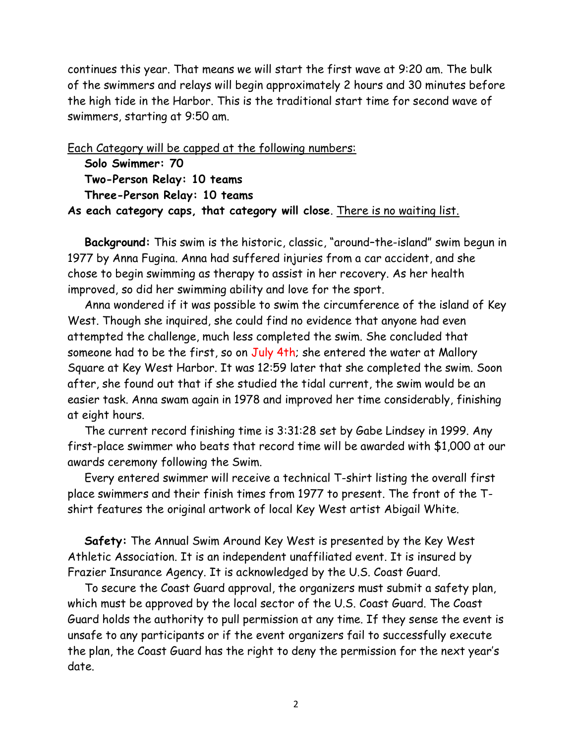continues this year. That means we will start the first wave at 9:20 am. The bulk of the swimmers and relays will begin approximately 2 hours and 30 minutes before the high tide in the Harbor. This is the traditional start time for second wave of swimmers, starting at 9:50 am.

Each Category will be capped at the following numbers:

**Solo Swimmer: 70**
**Two-Person Relay: 10 teams**
**Three-Person Relay: 10 teams**

**As each category caps, that category will close**. There is no waiting list.

**Background:** This swim is the historic, classic, "around–the-island" swim begun in 1977 by Anna Fugina. Anna had suffered injuries from a car accident, and she chose to begin swimming as therapy to assist in her recovery. As her health improved, so did her swimming ability and love for the sport.

Anna wondered if it was possible to swim the circumference of the island of Key West. Though she inquired, she could find no evidence that anyone had even attempted the challenge, much less completed the swim. She concluded that someone had to be the first, so on July 4th; she entered the water at Mallory Square at Key West Harbor. It was 12:59 later that she completed the swim. Soon after, she found out that if she studied the tidal current, the swim would be an easier task. Anna swam again in 1978 and improved her time considerably, finishing at eight hours.

The current record finishing time is 3:31:28 set by Gabe Lindsey in 1999. Any first-place swimmer who beats that record time will be awarded with $1,000 at our awards ceremony following the Swim.

Every entered swimmer will receive a technical T-shirt listing the overall first place swimmers and their finish times from 1977 to present. The front of the T-shirt features the original artwork of local Key West artist Abigail White.

**Safety:** The Annual Swim Around Key West is presented by the Key West Athletic Association. It is an independent unaffiliated event. It is insured by Frazier Insurance Agency. It is acknowledged by the U.S. Coast Guard.

To secure the Coast Guard approval, the organizers must submit a safety plan, which must be approved by the local sector of the U.S. Coast Guard. The Coast Guard holds the authority to pull permission at any time. If they sense the event is unsafe to any participants or if the event organizers fail to successfully execute the plan, the Coast Guard has the right to deny the permission for the next year's date.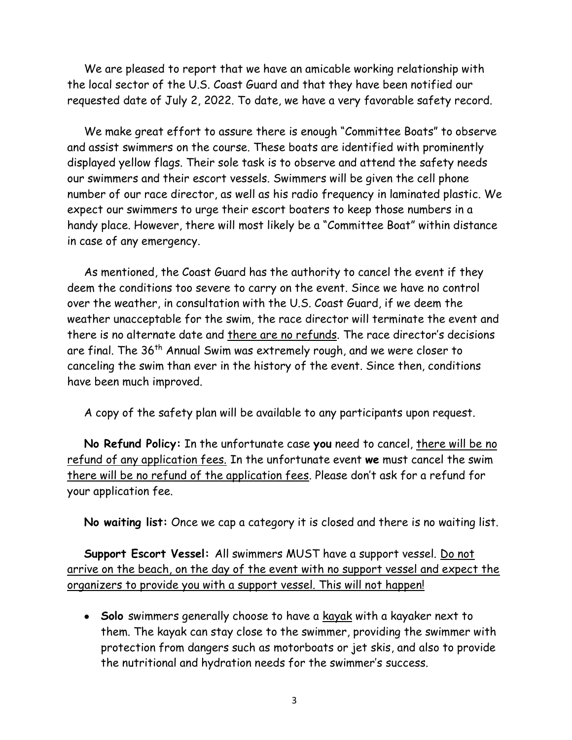We are pleased to report that we have an amicable working relationship with the local sector of the U.S. Coast Guard and that they have been notified our requested date of July 2, 2022. To date, we have a very favorable safety record.

We make great effort to assure there is enough "Committee Boats" to observe and assist swimmers on the course. These boats are identified with prominently displayed yellow flags. Their sole task is to observe and attend the safety needs our swimmers and their escort vessels. Swimmers will be given the cell phone number of our race director, as well as his radio frequency in laminated plastic. We expect our swimmers to urge their escort boaters to keep those numbers in a handy place. However, there will most likely be a "Committee Boat" within distance in case of any emergency.

As mentioned, the Coast Guard has the authority to cancel the event if they deem the conditions too severe to carry on the event. Since we have no control over the weather, in consultation with the U.S. Coast Guard, if we deem the weather unacceptable for the swim, the race director will terminate the event and there is no alternate date and <u>there are no refunds</u>. The race director's decisions are final. The 36th Annual Swim was extremely rough, and we were closer to canceling the swim than ever in the history of the event. Since then, conditions have been much improved.

A copy of the safety plan will be available to any participants upon request.

**No Refund Policy:** In the unfortunate case **you** need to cancel, <u>there will be no refund of any application fees.</u> In the unfortunate event **we** must cancel the swim <u>there will be no refund of the application fees</u>. Please don't ask for a refund for your application fee.

**No waiting list:** Once we cap a category it is closed and there is no waiting list.

**Support Escort Vessel:** All swimmers MUST have a support vessel. <u>Do not arrive on the beach, on the day of the event with no support vessel and expect the organizers to provide you with a support vessel. This will not happen!</u>

- **Solo** swimmers generally choose to have a <u>kayak</u> with a kayaker next to them. The kayak can stay close to the swimmer, providing the swimmer with protection from dangers such as motorboats or jet skis, and also to provide the nutritional and hydration needs for the swimmer's success.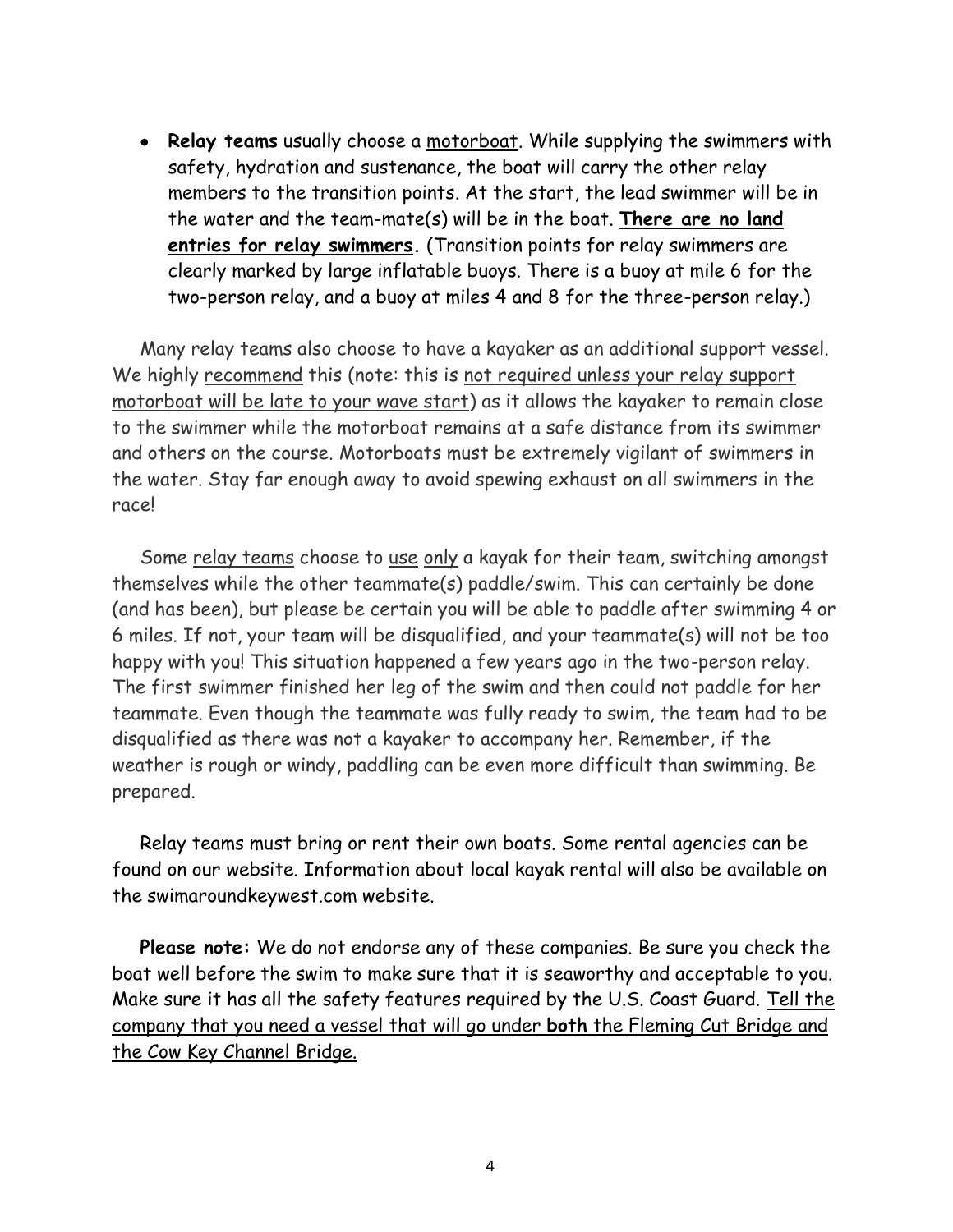- **Relay teams** usually choose a motorboat. While supplying the swimmers with safety, hydration and sustenance, the boat will carry the other relay members to the transition points. At the start, the lead swimmer will be in the water and the team-mate(s) will be in the boat. **There are no land entries for relay swimmers.** (Transition points for relay swimmers are clearly marked by large inflatable buoys. There is a buoy at mile 6 for the two-person relay, and a buoy at miles 4 and 8 for the three-person relay.)

Many relay teams also choose to have a kayaker as an additional support vessel. We highly recommend this (note: this is not required unless your relay support motorboat will be late to your wave start) as it allows the kayaker to remain close to the swimmer while the motorboat remains at a safe distance from its swimmer and others on the course. Motorboats must be extremely vigilant of swimmers in the water. Stay far enough away to avoid spewing exhaust on all swimmers in the race!

Some relay teams choose to use only a kayak for their team, switching amongst themselves while the other teammate(s) paddle/swim. This can certainly be done (and has been), but please be certain you will be able to paddle after swimming 4 or 6 miles. If not, your team will be disqualified, and your teammate(s) will not be too happy with you! This situation happened a few years ago in the two-person relay. The first swimmer finished her leg of the swim and then could not paddle for her teammate. Even though the teammate was fully ready to swim, the team had to be disqualified as there was not a kayaker to accompany her. Remember, if the weather is rough or windy, paddling can be even more difficult than swimming. Be prepared.

Relay teams must bring or rent their own boats. Some rental agencies can be found on our website. Information about local kayak rental will also be available on the swimaroundkeywest.com website.

**Please note:** We do not endorse any of these companies. Be sure you check the boat well before the swim to make sure that it is seaworthy and acceptable to you. Make sure it has all the safety features required by the U.S. Coast Guard. Tell the company that you need a vessel that will go under **both** the Fleming Cut Bridge and the Cow Key Channel Bridge.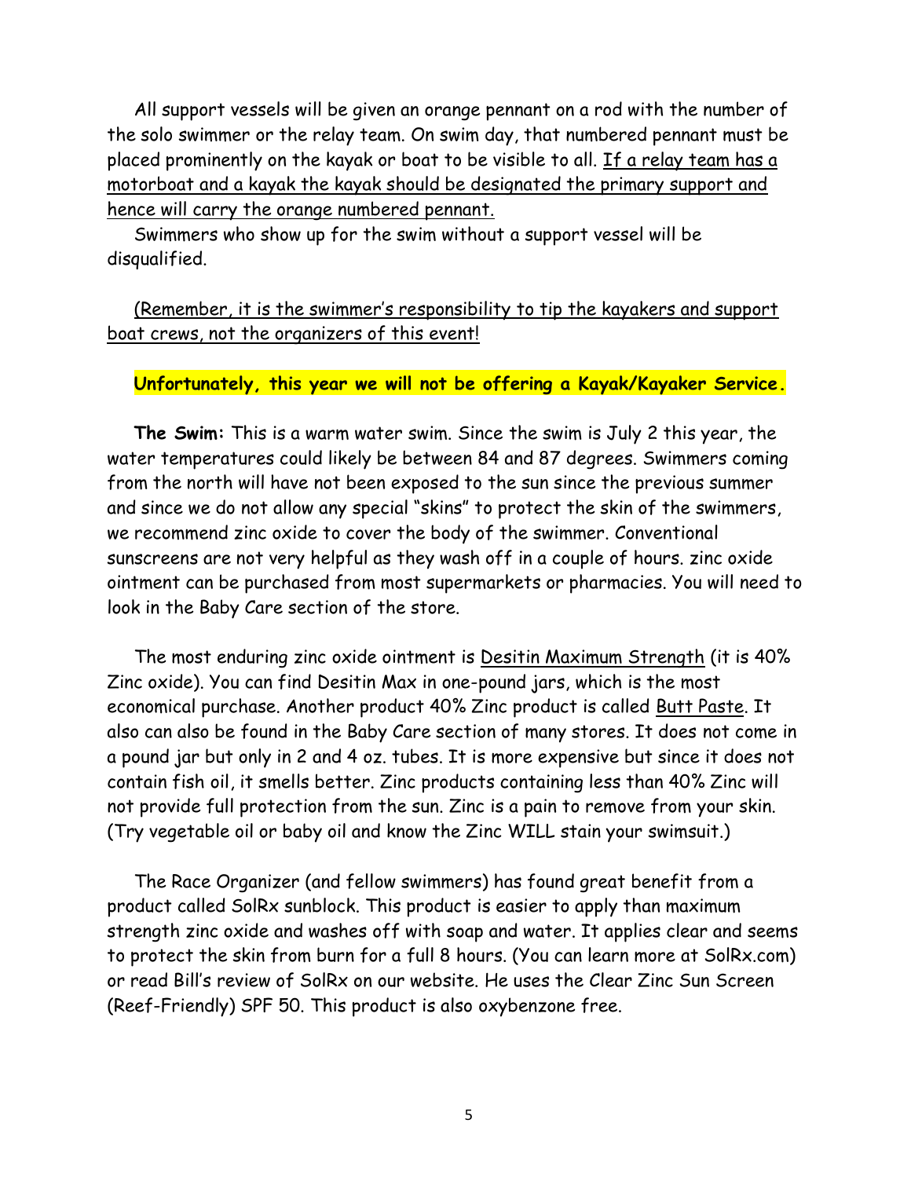All support vessels will be given an orange pennant on a rod with the number of the solo swimmer or the relay team. On swim day, that numbered pennant must be placed prominently on the kayak or boat to be visible to all. <u>If a relay team has a motorboat and a kayak the kayak should be designated the primary support and hence will carry the orange numbered pennant.</u>

Swimmers who show up for the swim without a support vessel will be disqualified.

<u>(Remember, it is the swimmer's responsibility to tip the kayakers and support boat crews, not the organizers of this event!</u>

**Unfortunately, this year we will not be offering a Kayak/Kayaker Service.**

**The Swim:** This is a warm water swim. Since the swim is July 2 this year, the water temperatures could likely be between 84 and 87 degrees. Swimmers coming from the north will have not been exposed to the sun since the previous summer and since we do not allow any special "skins" to protect the skin of the swimmers, we recommend zinc oxide to cover the body of the swimmer. Conventional sunscreens are not very helpful as they wash off in a couple of hours. zinc oxide ointment can be purchased from most supermarkets or pharmacies. You will need to look in the Baby Care section of the store.

The most enduring zinc oxide ointment is <u>Desitin Maximum Strength</u> (it is 40% Zinc oxide). You can find Desitin Max in one-pound jars, which is the most economical purchase. Another product 40% Zinc product is called <u>Butt Paste</u>. It also can also be found in the Baby Care section of many stores. It does not come in a pound jar but only in 2 and 4 oz. tubes. It is more expensive but since it does not contain fish oil, it smells better. Zinc products containing less than 40% Zinc will not provide full protection from the sun. Zinc is a pain to remove from your skin. (Try vegetable oil or baby oil and know the Zinc WILL stain your swimsuit.)

The Race Organizer (and fellow swimmers) has found great benefit from a product called SolRx sunblock. This product is easier to apply than maximum strength zinc oxide and washes off with soap and water. It applies clear and seems to protect the skin from burn for a full 8 hours. (You can learn more at SolRx.com) or read Bill's review of SolRx on our website. He uses the Clear Zinc Sun Screen (Reef-Friendly) SPF 50. This product is also oxybenzone free.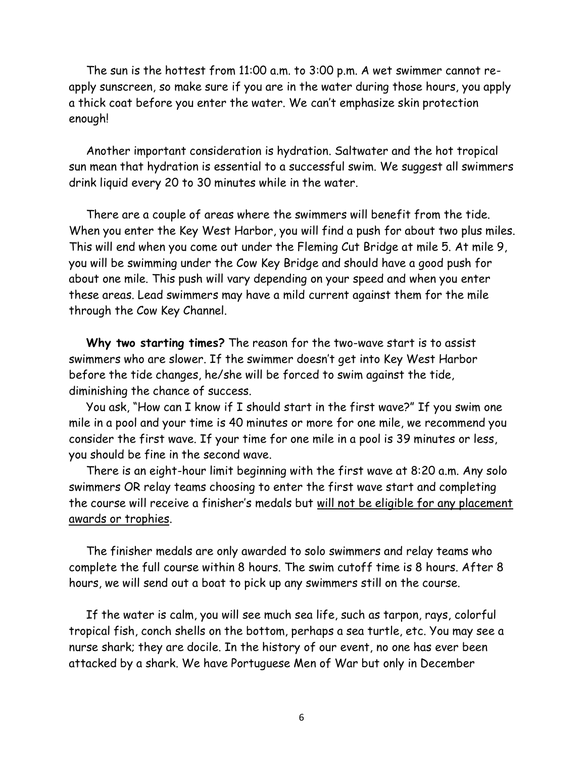The sun is the hottest from 11:00 a.m. to 3:00 p.m. A wet swimmer cannot re-apply sunscreen, so make sure if you are in the water during those hours, you apply a thick coat before you enter the water. We can't emphasize skin protection enough!

Another important consideration is hydration. Saltwater and the hot tropical sun mean that hydration is essential to a successful swim. We suggest all swimmers drink liquid every 20 to 30 minutes while in the water.

There are a couple of areas where the swimmers will benefit from the tide. When you enter the Key West Harbor, you will find a push for about two plus miles. This will end when you come out under the Fleming Cut Bridge at mile 5. At mile 9, you will be swimming under the Cow Key Bridge and should have a good push for about one mile. This push will vary depending on your speed and when you enter these areas. Lead swimmers may have a mild current against them for the mile through the Cow Key Channel.

**Why two starting times?** The reason for the two-wave start is to assist swimmers who are slower. If the swimmer doesn't get into Key West Harbor before the tide changes, he/she will be forced to swim against the tide, diminishing the chance of success.

You ask, "How can I know if I should start in the first wave?" If you swim one mile in a pool and your time is 40 minutes or more for one mile, we recommend you consider the first wave. If your time for one mile in a pool is 39 minutes or less, you should be fine in the second wave.

There is an eight-hour limit beginning with the first wave at 8:20 a.m. Any solo swimmers OR relay teams choosing to enter the first wave start and completing the course will receive a finisher's medals but <u>will not be eligible for any placement awards or trophies</u>.

The finisher medals are only awarded to solo swimmers and relay teams who complete the full course within 8 hours. The swim cutoff time is 8 hours. After 8 hours, we will send out a boat to pick up any swimmers still on the course.

If the water is calm, you will see much sea life, such as tarpon, rays, colorful tropical fish, conch shells on the bottom, perhaps a sea turtle, etc. You may see a nurse shark; they are docile. In the history of our event, no one has ever been attacked by a shark. We have Portuguese Men of War but only in December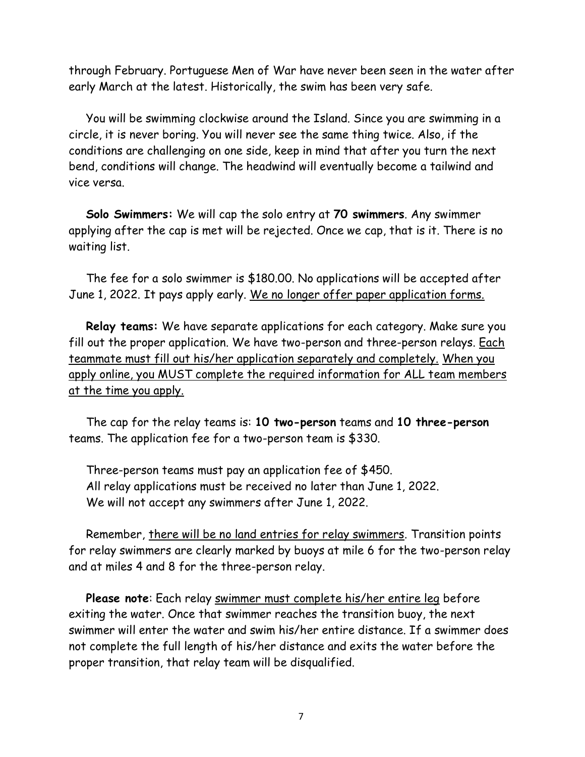through February. Portuguese Men of War have never been seen in the water after early March at the latest. Historically, the swim has been very safe.

You will be swimming clockwise around the Island. Since you are swimming in a circle, it is never boring. You will never see the same thing twice. Also, if the conditions are challenging on one side, keep in mind that after you turn the next bend, conditions will change. The headwind will eventually become a tailwind and vice versa.

**Solo Swimmers:** We will cap the solo entry at **70 swimmers**. Any swimmer applying after the cap is met will be rejected. Once we cap, that is it. There is no waiting list.

The fee for a solo swimmer is $180.00. No applications will be accepted after June 1, 2022. It pays apply early. <u>We no longer offer paper application forms.</u>

**Relay teams:** We have separate applications for each category. Make sure you fill out the proper application. We have two-person and three-person relays. <u>Each teammate must fill out his/her application separately and completely.</u> <u>When you apply online, you MUST complete the required information for ALL team members at the time you apply.</u>

The cap for the relay teams is: **10 two-person** teams and **10 three-person** teams. The application fee for a two-person team is $330.

Three-person teams must pay an application fee of $450.
All relay applications must be received no later than June 1, 2022.
We will not accept any swimmers after June 1, 2022.

Remember, <u>there will be no land entries for relay swimmers</u>. Transition points for relay swimmers are clearly marked by buoys at mile 6 for the two-person relay and at miles 4 and 8 for the three-person relay.

**Please note**: Each relay <u>swimmer must complete his/her entire leg</u> before exiting the water. Once that swimmer reaches the transition buoy, the next swimmer will enter the water and swim his/her entire distance. If a swimmer does not complete the full length of his/her distance and exits the water before the proper transition, that relay team will be disqualified.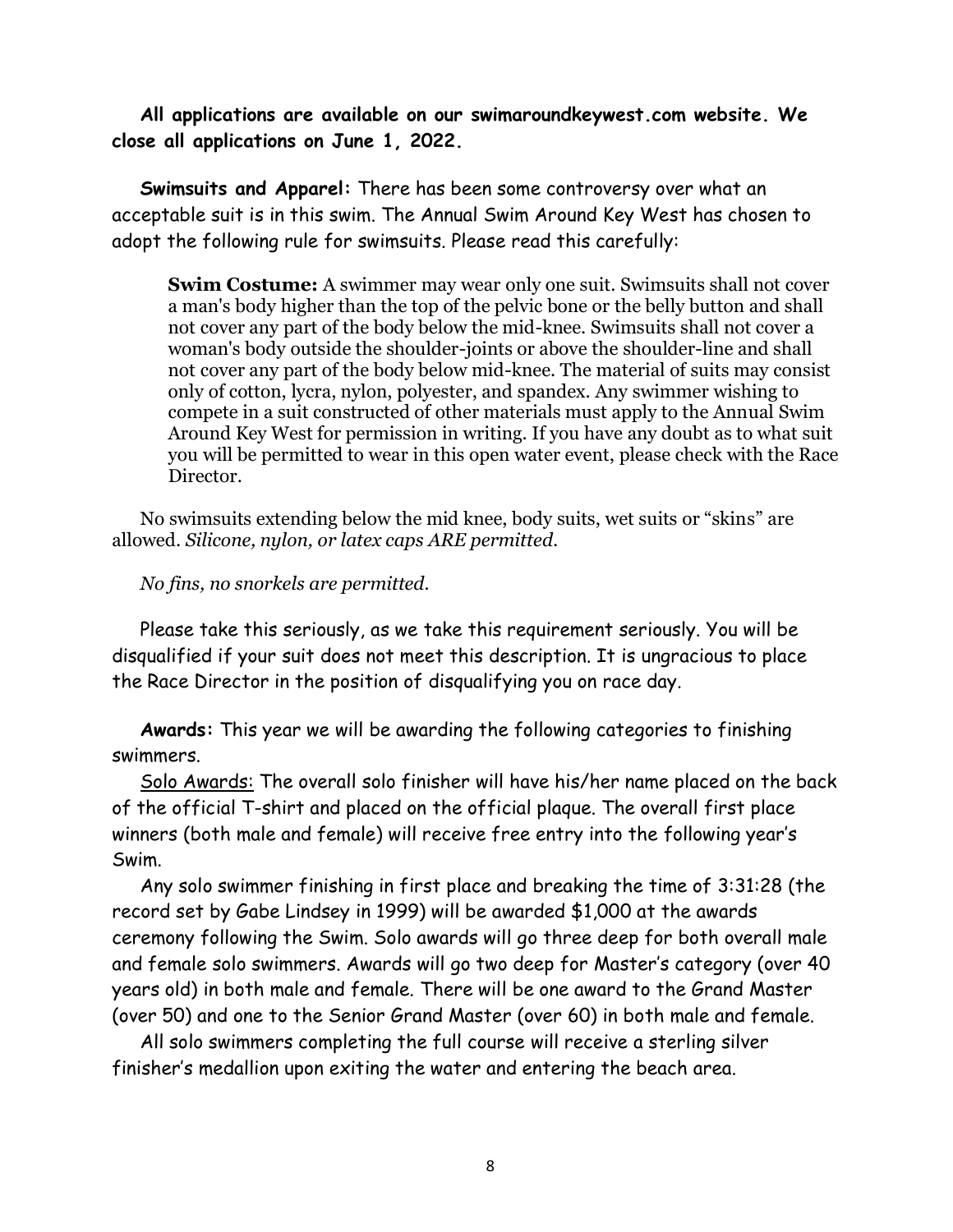**All applications are available on our swimaroundkeywest.com website. We close all applications on June 1, 2022.**

**Swimsuits and Apparel:** There has been some controversy over what an acceptable suit is in this swim. The Annual Swim Around Key West has chosen to adopt the following rule for swimsuits. Please read this carefully:

> **Swim Costume:** A swimmer may wear only one suit. Swimsuits shall not cover a man's body higher than the top of the pelvic bone or the belly button and shall not cover any part of the body below the mid-knee. Swimsuits shall not cover a woman's body outside the shoulder-joints or above the shoulder-line and shall not cover any part of the body below mid-knee. The material of suits may consist only of cotton, lycra, nylon, polyester, and spandex. Any swimmer wishing to compete in a suit constructed of other materials must apply to the Annual Swim Around Key West for permission in writing. If you have any doubt as to what suit you will be permitted to wear in this open water event, please check with the Race Director.

No swimsuits extending below the mid knee, body suits, wet suits or "skins" are allowed. *Silicone, nylon, or latex caps ARE permitted.*

*No fins, no snorkels are permitted.*

Please take this seriously, as we take this requirement seriously. You will be disqualified if your suit does not meet this description. It is ungracious to place the Race Director in the position of disqualifying you on race day.

**Awards:** This year we will be awarding the following categories to finishing swimmers.

Solo Awards: The overall solo finisher will have his/her name placed on the back of the official T-shirt and placed on the official plaque. The overall first place winners (both male and female) will receive free entry into the following year's Swim.

Any solo swimmer finishing in first place and breaking the time of 3:31:28 (the record set by Gabe Lindsey in 1999) will be awarded $1,000 at the awards ceremony following the Swim. Solo awards will go three deep for both overall male and female solo swimmers. Awards will go two deep for Master's category (over 40 years old) in both male and female. There will be one award to the Grand Master (over 50) and one to the Senior Grand Master (over 60) in both male and female.

All solo swimmers completing the full course will receive a sterling silver finisher's medallion upon exiting the water and entering the beach area.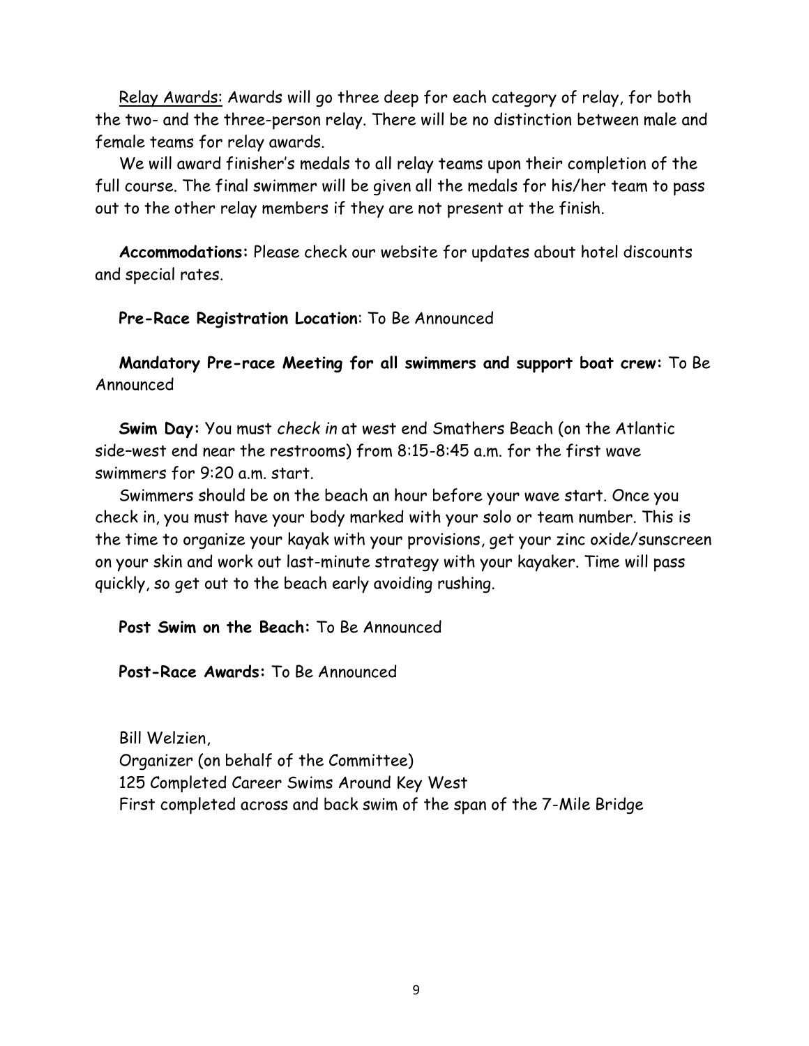<u>Relay Awards</u>: Awards will go three deep for each category of relay, for both the two- and the three-person relay. There will be no distinction between male and female teams for relay awards.

We will award finisher's medals to all relay teams upon their completion of the full course. The final swimmer will be given all the medals for his/her team to pass out to the other relay members if they are not present at the finish.

**Accommodations:** Please check our website for updates about hotel discounts and special rates.

**Pre-Race Registration Location**: To Be Announced

**Mandatory Pre-race Meeting for all swimmers and support boat crew:** To Be Announced

**Swim Day:** You must *check in* at west end Smathers Beach (on the Atlantic side–west end near the restrooms) from 8:15-8:45 a.m. for the first wave swimmers for 9:20 a.m. start.

Swimmers should be on the beach an hour before your wave start. Once you check in, you must have your body marked with your solo or team number. This is the time to organize your kayak with your provisions, get your zinc oxide/sunscreen on your skin and work out last-minute strategy with your kayaker. Time will pass quickly, so get out to the beach early avoiding rushing.

**Post Swim on the Beach:** To Be Announced

**Post-Race Awards:** To Be Announced

Bill Welzien,
Organizer (on behalf of the Committee)
125 Completed Career Swims Around Key West
First completed across and back swim of the span of the 7-Mile Bridge